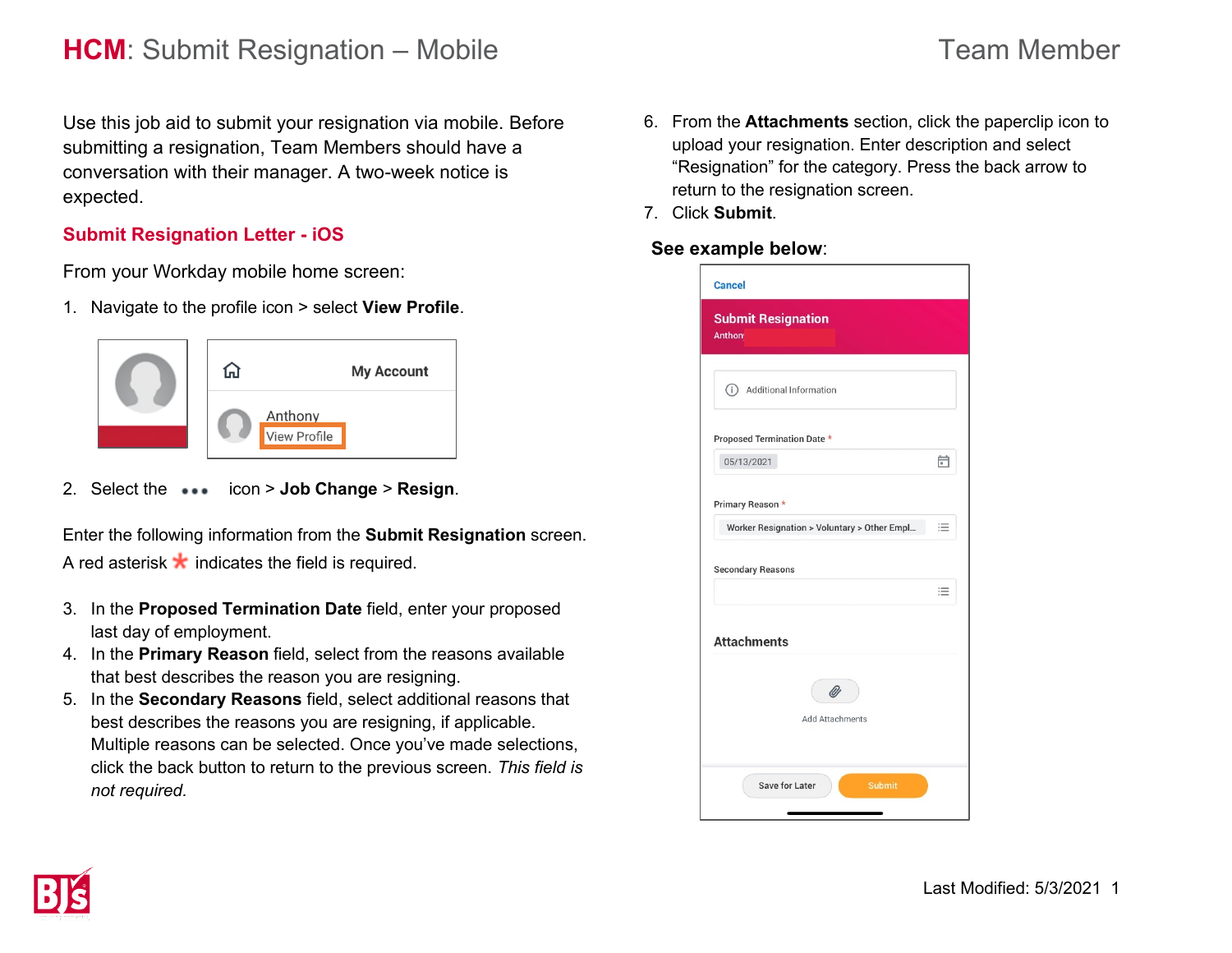# **HCM**: Submit Resignation – Mobile

Team Member

Use this job aid to submit your resignation via mobile. Before submitting a resignation, Team Members should have a conversation with their manager. A two-week notice is expected.

## Submit Resignation Letter - iOS

From your Workday mobile home screen:

1. Navigate to the profile icon > select **View Profile**.

2. Select the ••• icon > **Job Change** > **Resign**.

Enter the following information from the **Submit Resignation** screen. A red asterisk * indicates the field is required.

3. In the **Proposed Termination Date** field, enter your proposed last day of employment.
4. In the **Primary Reason** field, select from the reasons available that best describes the reason you are resigning.
5. In the **Secondary Reasons** field, select additional reasons that best describes the reasons you are resigning, if applicable. Multiple reasons can be selected. Once you've made selections, click the back button to return to the previous screen. *This field is not required.*
6. From the **Attachments** section, click the paperclip icon to upload your resignation. Enter description and select "Resignation" for the category. Press the back arrow to return to the resignation screen.
7. Click **Submit**.

**See example below**: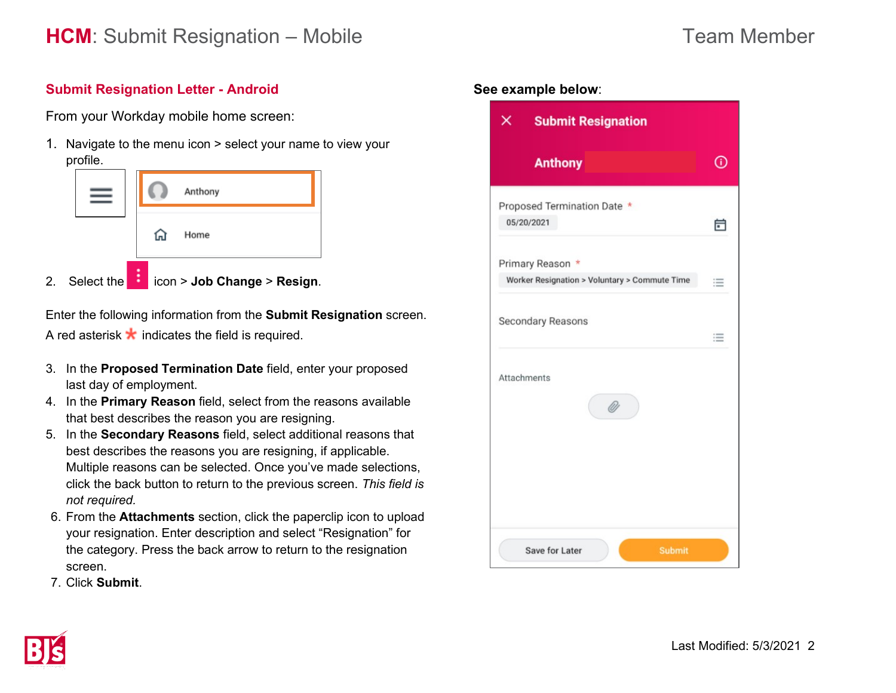# HCM: Submit Resignation – Mobile

Team Member

## Submit Resignation Letter - Android

From your Workday mobile home screen:

1. Navigate to the menu icon > select your name to view your profile.

   Anthony

   Home

2. Select the ⋮ icon > **Job Change** > **Resign**.

Enter the following information from the **Submit Resignation** screen.

A red asterisk * indicates the field is required.

3. In the **Proposed Termination Date** field, enter your proposed last day of employment.
4. In the **Primary Reason** field, select from the reasons available that best describes the reason you are resigning.
5. In the **Secondary Reasons** field, select additional reasons that best describes the reasons you are resigning, if applicable. Multiple reasons can be selected. Once you've made selections, click the back button to return to the previous screen. *This field is not required.*
6. From the **Attachments** section, click the paperclip icon to upload your resignation. Enter description and select "Resignation" for the category. Press the back arrow to return to the resignation screen.
7. Click **Submit**.

**See example below**:

Submit Resignation

Anthony

Proposed Termination Date *

05/20/2021

Primary Reason *

Worker Resignation > Voluntary > Commute Time

Secondary Reasons

Attachments

Save for Later

Submit

Last Modified: 5/3/2021